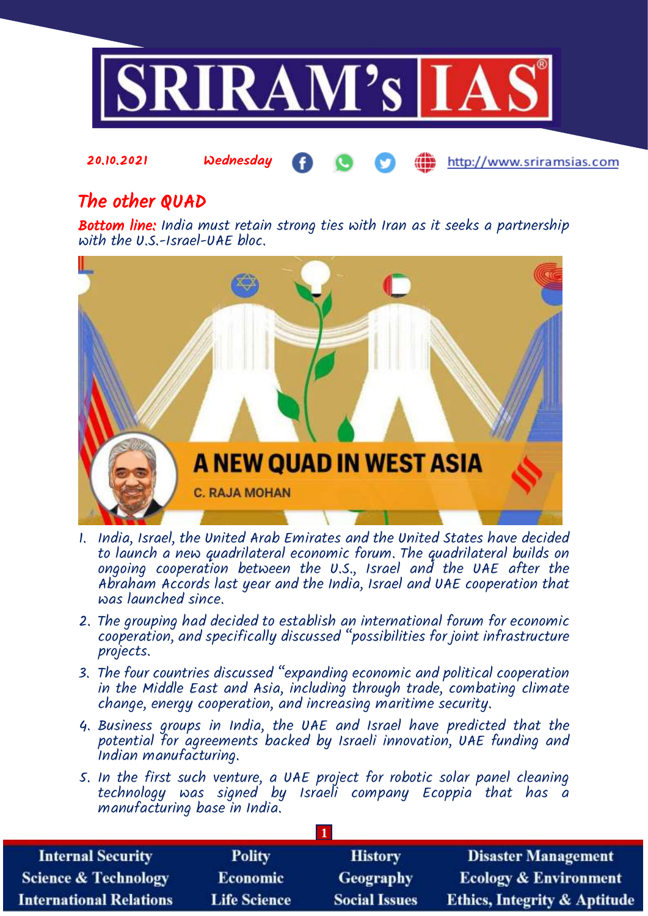20.10.2021 Wednesday http://www.sriramsias.com

# The other QUAD

**Bottom line:** India must retain strong ties with Iran as it seeks a partnership with the U.S.-Israel-UAE bloc.

1. India, Israel, the United Arab Emirates and the United States have decided to launch a new quadrilateral economic forum. The quadrilateral builds on ongoing cooperation between the U.S., Israel and the UAE after the Abraham Accords last year and the India, Israel and UAE cooperation that was launched since.
2. The grouping had decided to establish an international forum for economic cooperation, and specifically discussed "possibilities for joint infrastructure projects.
3. The four countries discussed "expanding economic and political cooperation in the Middle East and Asia, including through trade, combating climate change, energy cooperation, and increasing maritime security.
4. Business groups in India, the UAE and Israel have predicted that the potential for agreements backed by Israeli innovation, UAE funding and Indian manufacturing.
5. In the first such venture, a UAE project for robotic solar panel cleaning technology was signed by Israeli company Ecoppia that has a manufacturing base in India.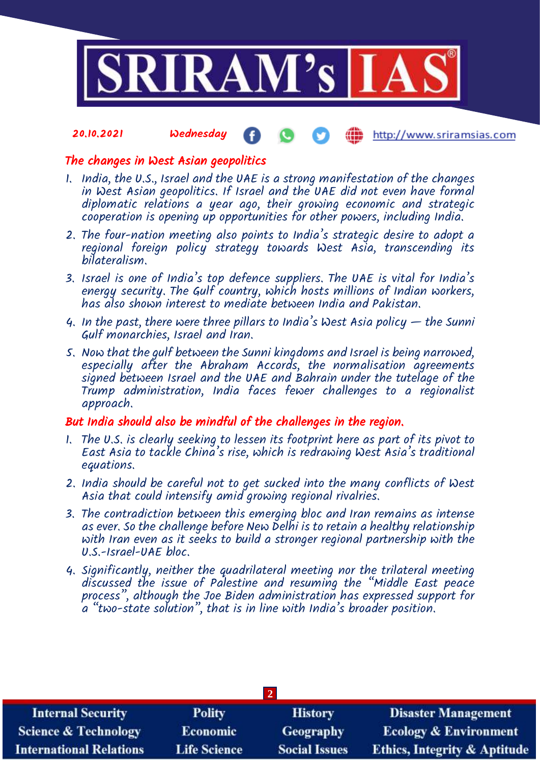## The changes in West Asian geopolitics

1. India, the U.S., Israel and the UAE is a strong manifestation of the changes in West Asian geopolitics. If Israel and the UAE did not even have formal diplomatic relations a year ago, their growing economic and strategic cooperation is opening up opportunities for other powers, including India.
2. The four-nation meeting also points to India's strategic desire to adopt a regional foreign policy strategy towards West Asia, transcending its bilateralism.
3. Israel is one of India's top defence suppliers. The UAE is vital for India's energy security. The Gulf country, which hosts millions of Indian workers, has also shown interest to mediate between India and Pakistan.
4. In the past, there were three pillars to India's West Asia policy — the Sunni Gulf monarchies, Israel and Iran.
5. Now that the gulf between the Sunni kingdoms and Israel is being narrowed, especially after the Abraham Accords, the normalisation agreements signed between Israel and the UAE and Bahrain under the tutelage of the Trump administration, India faces fewer challenges to a regionalist approach.

## But India should also be mindful of the challenges in the region.

1. The U.S. is clearly seeking to lessen its footprint here as part of its pivot to East Asia to tackle China's rise, which is redrawing West Asia's traditional equations.
2. India should be careful not to get sucked into the many conflicts of West Asia that could intensify amid growing regional rivalries.
3. The contradiction between this emerging bloc and Iran remains as intense as ever. So the challenge before New Delhi is to retain a healthy relationship with Iran even as it seeks to build a stronger regional partnership with the U.S.-Israel-UAE bloc.
4. Significantly, neither the quadrilateral meeting nor the trilateral meeting discussed the issue of Palestine and resuming the "Middle East peace process", although the Joe Biden administration has expressed support for a "two-state solution", that is in line with India's broader position.